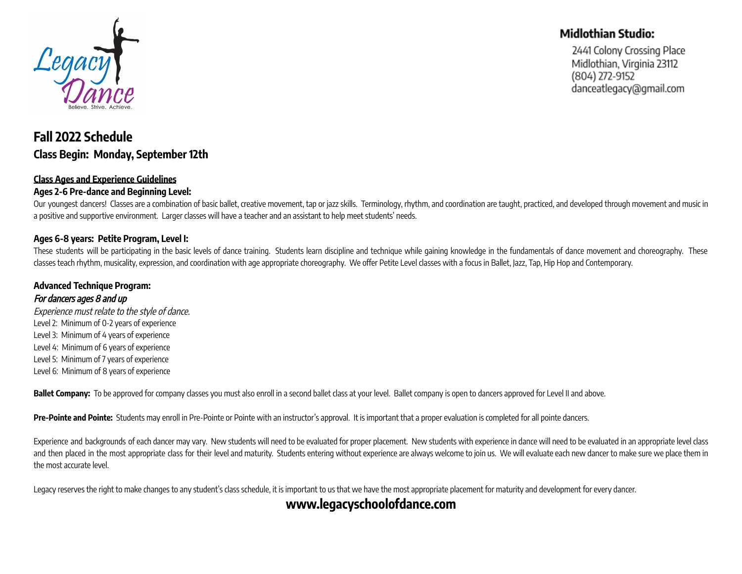Legacy Dance

Believe. Strive. Achieve.

**Midlothian Studio:**

2441 Colony Crossing Place
Midlothian, Virginia 23112
(804) 272-9152
danceatlegacy@gmail.com

# Fall 2022 Schedule

## Class Begin: Monday, September 12th

**Class Ages and Experience Guidelines**

**Ages 2-6 Pre-dance and Beginning Level:**

Our youngest dancers! Classes are a combination of basic ballet, creative movement, tap or jazz skills. Terminology, rhythm, and coordination are taught, practiced, and developed through movement and music in a positive and supportive environment. Larger classes will have a teacher and an assistant to help meet students' needs.

**Ages 6-8 years: Petite Program, Level I:**

These students will be participating in the basic levels of dance training. Students learn discipline and technique while gaining knowledge in the fundamentals of dance movement and choreography. These classes teach rhythm, musicality, expression, and coordination with age appropriate choreography. We offer Petite Level classes with a focus in Ballet, Jazz, Tap, Hip Hop and Contemporary.

**Advanced Technique Program:**

*For dancers ages 8 and up*

*Experience must relate to the style of dance.*

Level 2: Minimum of 0-2 years of experience
Level 3: Minimum of 4 years of experience
Level 4: Minimum of 6 years of experience
Level 5: Minimum of 7 years of experience
Level 6: Minimum of 8 years of experience

**Ballet Company:** To be approved for company classes you must also enroll in a second ballet class at your level. Ballet company is open to dancers approved for Level II and above.

**Pre-Pointe and Pointe:** Students may enroll in Pre-Pointe or Pointe with an instructor's approval. It is important that a proper evaluation is completed for all pointe dancers.

Experience and backgrounds of each dancer may vary. New students will need to be evaluated for proper placement. New students with experience in dance will need to be evaluated in an appropriate level class and then placed in the most appropriate class for their level and maturity. Students entering without experience are always welcome to join us. We will evaluate each new dancer to make sure we place them in the most accurate level.

Legacy reserves the right to make changes to any student's class schedule, it is important to us that we have the most appropriate placement for maturity and development for every dancer.

**www.legacyschoolofdance.com**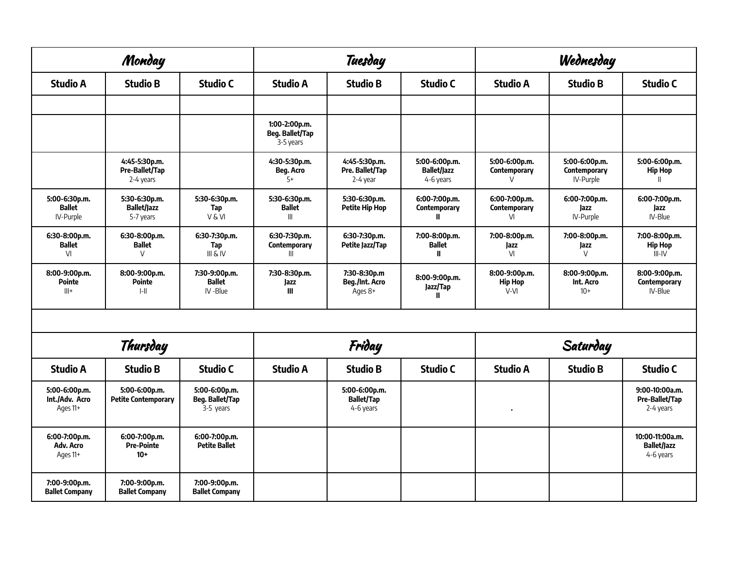| Monday | | | Tuesday | | | Wednesday | | |
|---|---|---|---|---|---|---|---|---|
| **Studio A** | **Studio B** | **Studio C** | **Studio A** | **Studio B** | **Studio C** | **Studio A** | **Studio B** | **Studio C** |
| | | | | | | | | |
| | | | **1:00-2:00p.m.** **Beg. Ballet/Tap** 3-5 years | | | | | |
| | **4:45-5:30p.m.** **Pre-Ballet/Tap** 2-4 years | | **4:30-5:30p.m.** **Beg. Acro** 5+ | **4:45-5:30p.m.** **Pre. Ballet/Tap** 2-4 year | **5:00-6:00p.m.** **Ballet/Jazz** 4-6 years | **5:00-6:00p.m.** **Contemporary** V | **5:00-6:00p.m.** **Contemporary** IV-Purple | **5:00-6:00p.m.** **Hip Hop** II |
| **5:00-6:30p.m.** **Ballet** IV-Purple | **5:30-6:30p.m.** **Ballet/Jazz** 5-7 years | **5:30-6:30p.m.** **Tap** V & VI | **5:30-6:30p.m.** **Ballet** III | **5:30-6:30p.m.** **Petite Hip Hop** | **6:00-7:00p.m.** **Contemporary** **II** | **6:00-7:00p.m.** **Contemporary** VI | **6:00-7:00p.m.** **Jazz** IV-Purple | **6:00-7:00p.m.** **Jazz** IV-Blue |
| **6:30-8:00p.m.** **Ballet** VI | **6:30-8:00p.m.** **Ballet** V | **6:30-7:30p.m.** **Tap** III & IV | **6:30-7:30p.m.** **Contemporary** III | **6:30-7:30p.m.** **Petite Jazz/Tap** | **7:00-8:00p.m.** **Ballet** **II** | **7:00-8:00p.m.** **Jazz** VI | **7:00-8:00p.m.** **Jazz** V | **7:00-8:00p.m.** **Hip Hop** III-IV |
| **8:00-9:00p.m.** **Pointe** III+ | **8:00-9:00p.m.** **Pointe** I-II | **7:30-9:00p.m.** **Ballet** IV -Blue | **7:30-8:30p.m.** **Jazz** **III** | **7:30-8:30p.m** **Beg./Int. Acro** Ages 8+ | **8:00-9:00p.m.** **Jazz/Tap** **II** | **8:00-9:00p.m.** **Hip Hop** V-VI | **8:00-9:00p.m.** **Int. Acro** 10+ | **8:00-9:00p.m.** **Contemporary** IV-Blue |

| Thursday | | | Friday | | | Saturday | | |
|---|---|---|---|---|---|---|---|---|
| **Studio A** | **Studio B** | **Studio C** | **Studio A** | **Studio B** | **Studio C** | **Studio A** | **Studio B** | **Studio C** |
| **5:00-6:00p.m.** **Int./Adv. Acro** Ages 11+ | **5:00-6:00p.m.** **Petite Contemporary** | **5:00-6:00p.m.** **Beg. Ballet/Tap** 3-5 years | | **5:00-6:00p.m.** **Ballet/Tap** 4-6 years | | . | | **9:00-10:00a.m.** **Pre-Ballet/Tap** 2-4 years |
| **6:00-7:00p.m.** **Adv. Acro** Ages 11+ | **6:00-7:00p.m.** **Pre-Pointe** **10+** | **6:00-7:00p.m.** **Petite Ballet** | | | | | | **10:00-11:00a.m.** **Ballet/Jazz** 4-6 years |
| **7:00-9:00p.m.** **Ballet Company** | **7:00-9:00p.m.** **Ballet Company** | **7:00-9:00p.m.** **Ballet Company** | | | | | | |